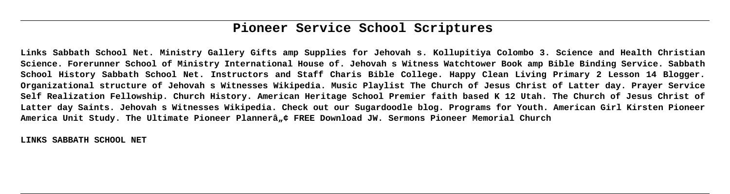# Pioneer Service School Scriptures

**Links Sabbath School Net. Ministry Gallery Gifts amp Supplies for Jehovah s. Kollupitiya Colombo 3. Science and Health Christian Science. Forerunner School of Ministry International House of. Jehovah s Witness Watchtower Book amp Bible Binding Service. Sabbath School History Sabbath School Net. Instructors and Staff Charis Bible College. Happy Clean Living Primary 2 Lesson 14 Blogger. Organizational structure of Jehovah s Witnesses Wikipedia. Music Playlist The Church of Jesus Christ of Latter day. Prayer Service Self Realization Fellowship. Church History. American Heritage School Premier faith based K 12 Utah. The Church of Jesus Christ of Latter day Saints. Jehovah s Witnesses Wikipedia. Check out our Sugardoodle blog. Programs for Youth. American Girl Kirsten Pioneer America Unit Study. The Ultimate Pioneer Plannerâ„¢ FREE Download JW. Sermons Pioneer Memorial Church**

**LINKS SABBATH SCHOOL NET**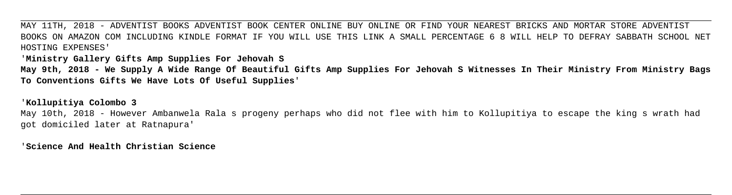MAY 11TH, 2018 - ADVENTIST BOOKS ADVENTIST BOOK CENTER ONLINE BUY ONLINE OR FIND YOUR NEAREST BRICKS AND MORTAR STORE ADVENTIST BOOKS ON AMAZON COM INCLUDING KINDLE FORMAT IF YOU WILL USE THIS LINK A SMALL PERCENTAGE 6 8 WILL HELP TO DEFRAY SABBATH SCHOOL NET HOSTING EXPENSES'

'**Ministry Gallery Gifts Amp Supplies For Jehovah S**

**May 9th, 2018 - We Supply A Wide Range Of Beautiful Gifts Amp Supplies For Jehovah S Witnesses In Their Ministry From Ministry Bags To Conventions Gifts We Have Lots Of Useful Supplies**'

'**Kollupitiya Colombo 3**

May 10th, 2018 - However Ambanwela Rala s progeny perhaps who did not flee with him to Kollupitiya to escape the king s wrath had got domiciled later at Ratnapura'

'**Science And Health Christian Science**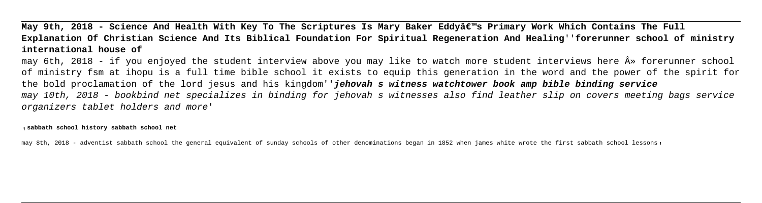**May 9th, 2018 - Science And Health With Key To The Scriptures Is Mary Baker Eddyâ€™s Primary Work Which Contains The Full Explanation Of Christian Science And Its Biblical Foundation For Spiritual Regeneration And Healing''forerunner school of ministry international house of**

may 6th, 2018 - if you enjoyed the student interview above you may like to watch more student interviews here Â» forerunner school of ministry fsm at ihopu is a full time bible school it exists to equip this generation in the word and the power of the spirit for the bold proclamation of the lord jesus and his kingdom''***jehovah s witness watchtower book amp bible binding service***

*may 10th, 2018 - bookbind net specializes in binding for jehovah s witnesses also find leather slip on covers meeting bags service organizers tablet holders and more'*

'**sabbath school history sabbath school net**

may 8th, 2018 - adventist sabbath school the general equivalent of sunday schools of other denominations began in 1852 when james white wrote the first sabbath school lessons'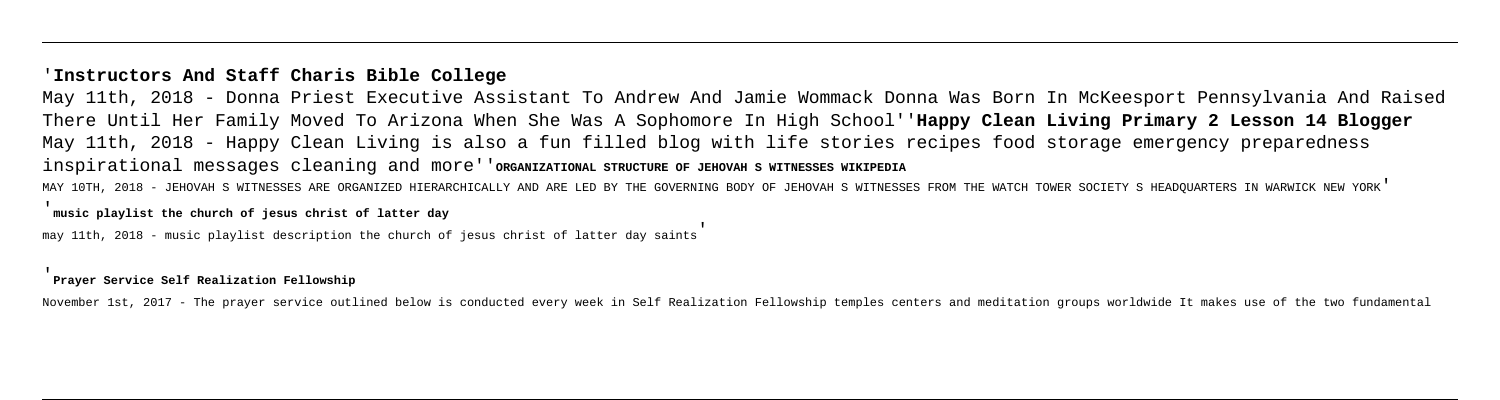'**Instructors And Staff Charis Bible College**

May 11th, 2018 - Donna Priest Executive Assistant To Andrew And Jamie Wommack Donna Was Born In McKeesport Pennsylvania And Raised There Until Her Family Moved To Arizona When She Was A Sophomore In High School''**Happy Clean Living Primary 2 Lesson 14 Blogger**

May 11th, 2018 - Happy Clean Living is also a fun filled blog with life stories recipes food storage emergency preparedness inspirational messages cleaning and more''**ORGANIZATIONAL STRUCTURE OF JEHOVAH S WITNESSES WIKIPEDIA**

MAY 10TH, 2018 - JEHOVAH S WITNESSES ARE ORGANIZED HIERARCHICALLY AND ARE LED BY THE GOVERNING BODY OF JEHOVAH S WITNESSES FROM THE WATCH TOWER SOCIETY S HEADQUARTERS IN WARWICK NEW YORK'

'**music playlist the church of jesus christ of latter day**

may 11th, 2018 - music playlist description the church of jesus christ of latter day saints'

'**Prayer Service Self Realization Fellowship**

November 1st, 2017 - The prayer service outlined below is conducted every week in Self Realization Fellowship temples centers and meditation groups worldwide It makes use of the two fundamental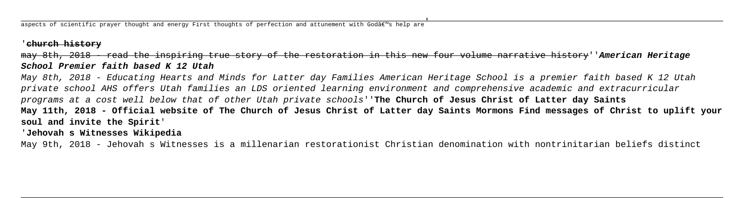aspects of scientific prayer thought and energy First thoughts of perfection and attunement with Godâ€™s help are'

'**church history**

may 8th, 2018 - read the inspiring true story of the restoration in this new four volume narrative history''***American Heritage School Premier faith based K 12 Utah***

*May 8th, 2018 - Educating Hearts and Minds for Latter day Families American Heritage School is a premier faith based K 12 Utah private school AHS offers Utah families an LDS oriented learning environment and comprehensive academic and extracurricular programs at a cost well below that of other Utah private schools*''**The Church of Jesus Christ of Latter day Saints**

**May 11th, 2018 - Official website of The Church of Jesus Christ of Latter day Saints Mormons Find messages of Christ to uplift your soul and invite the Spirit**'

'**Jehovah s Witnesses Wikipedia**

May 9th, 2018 - Jehovah s Witnesses is a millenarian restorationist Christian denomination with nontrinitarian beliefs distinct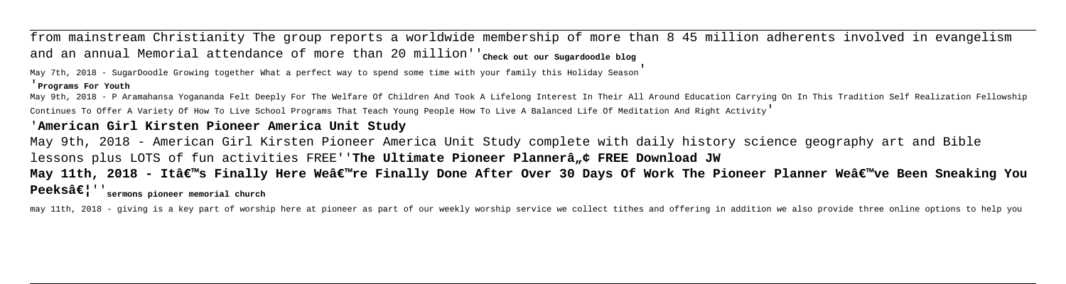from mainstream Christianity The group reports a worldwide membership of more than 8 45 million adherents involved in evangelism and an annual Memorial attendance of more than 20 million''**Check out our Sugardoodle blog**

May 7th, 2018 - SugarDoodle Growing together What a perfect way to spend some time with your family this Holiday Season'

'**Programs For Youth**

May 9th, 2018 - P Aramahansa Yogananda Felt Deeply For The Welfare Of Children And Took A Lifelong Interest In Their All Around Education Carrying On In This Tradition Self Realization Fellowship Continues To Offer A Variety Of How To Live School Programs That Teach Young People How To Live A Balanced Life Of Meditation And Right Activity'

'**American Girl Kirsten Pioneer America Unit Study**

May 9th, 2018 - American Girl Kirsten Pioneer America Unit Study complete with daily history science geography art and Bible lessons plus LOTS of fun activities FREE''**The Ultimate Pioneer Plannerâ„¢ FREE Download JW**

**May 11th, 2018 - Itâ€™s Finally Here Weâ€™re Finally Done After Over 30 Days Of Work The Pioneer Planner Weâ€™ve Been Sneaking You Peeksâ€¦**''**sermons pioneer memorial church**

may 11th, 2018 - giving is a key part of worship here at pioneer as part of our weekly worship service we collect tithes and offering in addition we also provide three online options to help you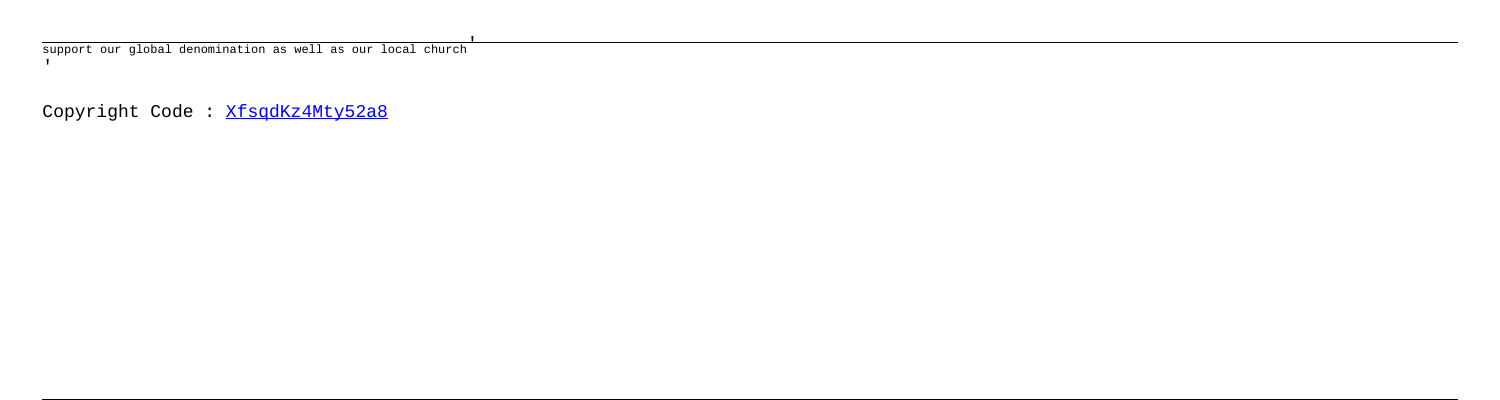support our global denomination as well as our local church'
'

Copyright Code : [XfsqdKz4Mty52a8]